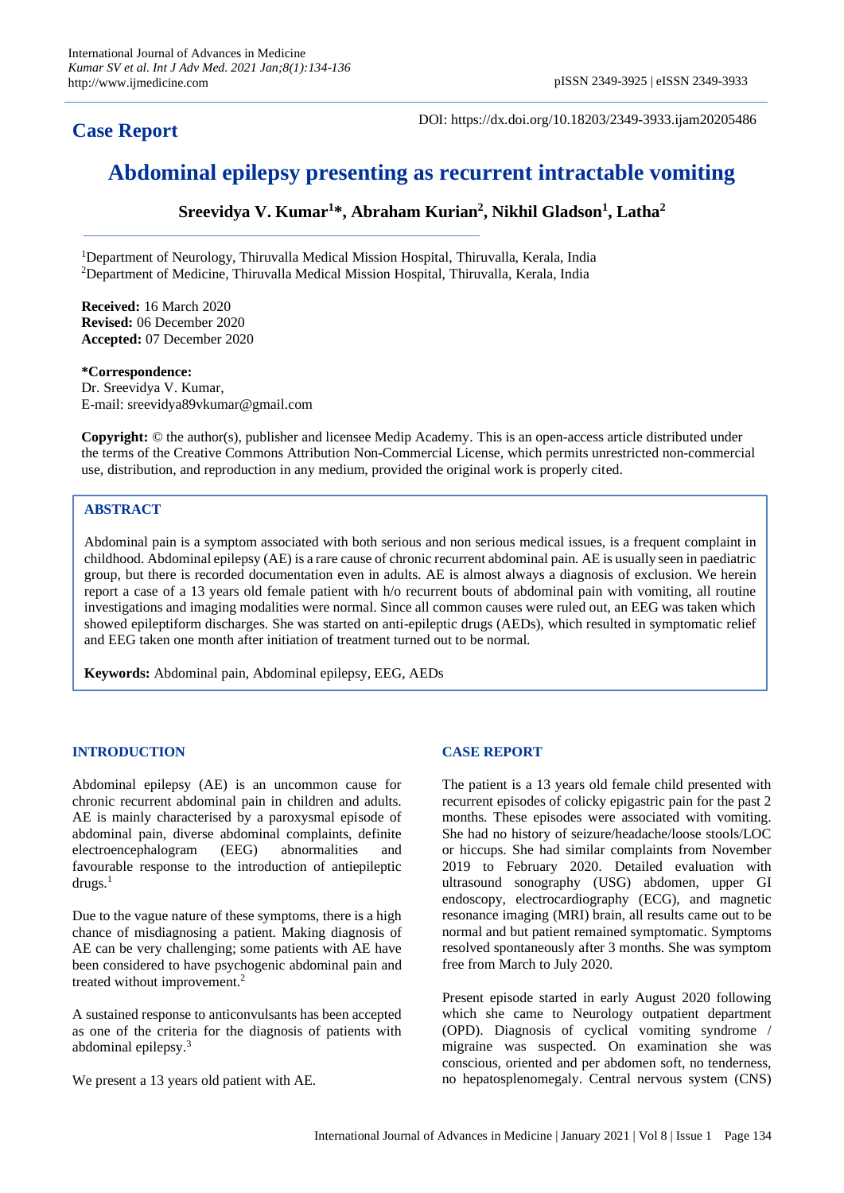## Case Report

DOI: https://dx.doi.org/10.18203/2349-3933.ijam20205486

# Abdominal epilepsy presenting as recurrent intractable vomiting

**Sreevidya V. Kumar[1]\*, Abraham Kurian[2], Nikhil Gladson[1], Latha[2]**

[1]Department of Neurology, Thiruvalla Medical Mission Hospital, Thiruvalla, Kerala, India
[2]Department of Medicine, Thiruvalla Medical Mission Hospital, Thiruvalla, Kerala, India

**Received:** 16 March 2020
**Revised:** 06 December 2020
**Accepted:** 07 December 2020

**\*Correspondence:**
Dr. Sreevidya V. Kumar,
E-mail: sreevidya89vkumar@gmail.com

**Copyright:** © the author(s), publisher and licensee Medip Academy. This is an open-access article distributed under the terms of the Creative Commons Attribution Non-Commercial License, which permits unrestricted non-commercial use, distribution, and reproduction in any medium, provided the original work is properly cited.

## ABSTRACT

Abdominal pain is a symptom associated with both serious and non serious medical issues, is a frequent complaint in childhood. Abdominal epilepsy (AE) is a rare cause of chronic recurrent abdominal pain. AE is usually seen in paediatric group, but there is recorded documentation even in adults. AE is almost always a diagnosis of exclusion. We herein report a case of a 13 years old female patient with h/o recurrent bouts of abdominal pain with vomiting, all routine investigations and imaging modalities were normal. Since all common causes were ruled out, an EEG was taken which showed epileptiform discharges. She was started on anti-epileptic drugs (AEDs), which resulted in symptomatic relief and EEG taken one month after initiation of treatment turned out to be normal.

**Keywords:** Abdominal pain, Abdominal epilepsy, EEG, AEDs

## INTRODUCTION

Abdominal epilepsy (AE) is an uncommon cause for chronic recurrent abdominal pain in children and adults. AE is mainly characterised by a paroxysmal episode of abdominal pain, diverse abdominal complaints, definite electroencephalogram (EEG) abnormalities and favourable response to the introduction of antiepileptic drugs.[1]

Due to the vague nature of these symptoms, there is a high chance of misdiagnosing a patient. Making diagnosis of AE can be very challenging; some patients with AE have been considered to have psychogenic abdominal pain and treated without improvement.[2]

A sustained response to anticonvulsants has been accepted as one of the criteria for the diagnosis of patients with abdominal epilepsy.[3]

We present a 13 years old patient with AE.

## CASE REPORT

The patient is a 13 years old female child presented with recurrent episodes of colicky epigastric pain for the past 2 months. These episodes were associated with vomiting. She had no history of seizure/headache/loose stools/LOC or hiccups. She had similar complaints from November 2019 to February 2020. Detailed evaluation with ultrasound sonography (USG) abdomen, upper GI endoscopy, electrocardiography (ECG), and magnetic resonance imaging (MRI) brain, all results came out to be normal and but patient remained symptomatic. Symptoms resolved spontaneously after 3 months. She was symptom free from March to July 2020.

Present episode started in early August 2020 following which she came to Neurology outpatient department (OPD). Diagnosis of cyclical vomiting syndrome / migraine was suspected. On examination she was conscious, oriented and per abdomen soft, no tenderness, no hepatosplenomegaly. Central nervous system (CNS)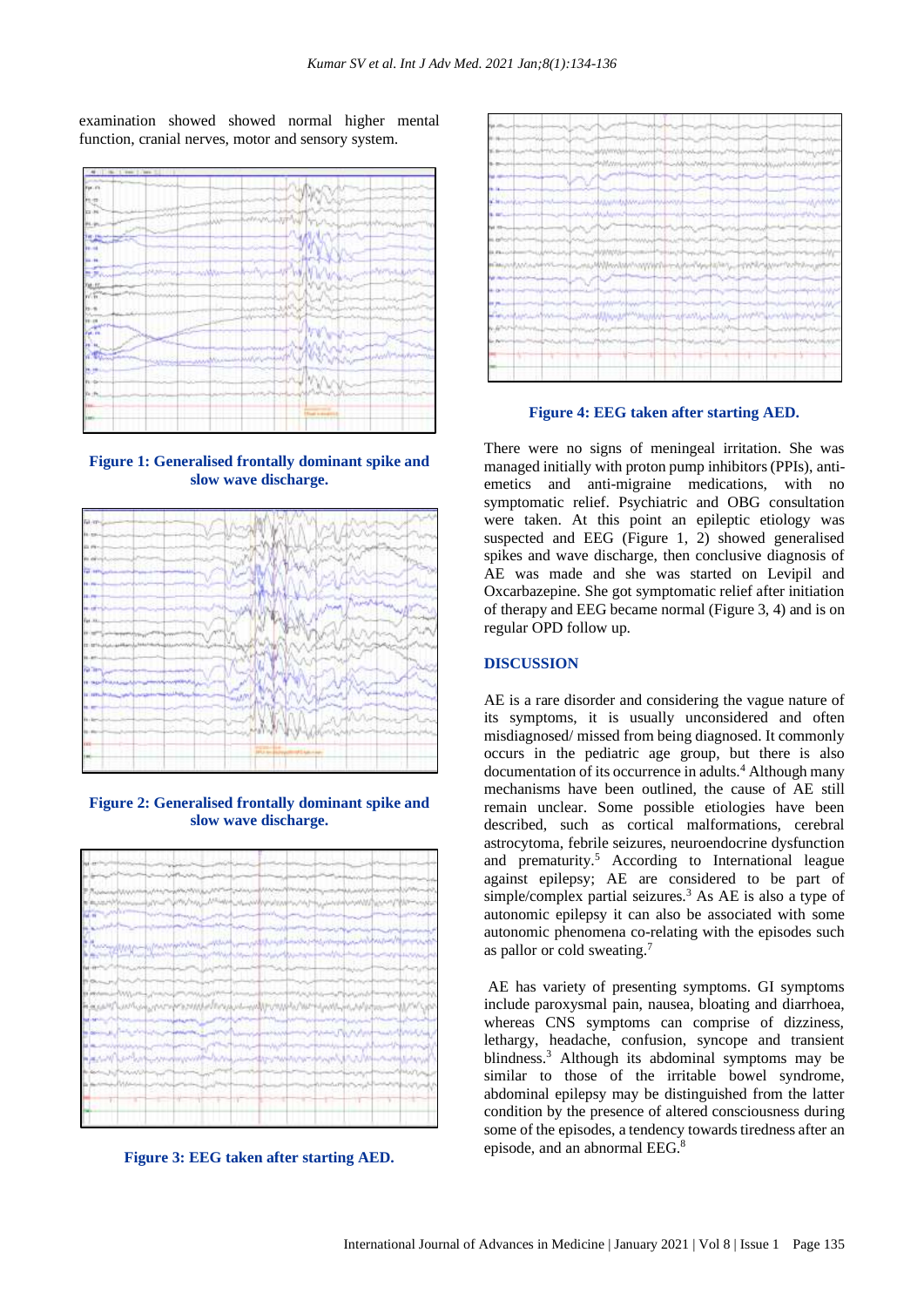examination showed showed normal higher mental function, cranial nerves, motor and sensory system.

Figure 1: Generalised frontally dominant spike and slow wave discharge.

Figure 2: Generalised frontally dominant spike and slow wave discharge.

Figure 3: EEG taken after starting AED.

Figure 4: EEG taken after starting AED.

There were no signs of meningeal irritation. She was managed initially with proton pump inhibitors (PPIs), anti-emetics and anti-migraine medications, with no symptomatic relief. Psychiatric and OBG consultation were taken. At this point an epileptic etiology was suspected and EEG (Figure 1, 2) showed generalised spikes and wave discharge, then conclusive diagnosis of AE was made and she was started on Levipil and Oxcarbazepine. She got symptomatic relief after initiation of therapy and EEG became normal (Figure 3, 4) and is on regular OPD follow up.

## DISCUSSION

AE is a rare disorder and considering the vague nature of its symptoms, it is usually unconsidered and often misdiagnosed/ missed from being diagnosed. It commonly occurs in the pediatric age group, but there is also documentation of its occurrence in adults.[4] Although many mechanisms have been outlined, the cause of AE still remain unclear. Some possible etiologies have been described, such as cortical malformations, cerebral astrocytoma, febrile seizures, neuroendocrine dysfunction and prematurity.[5] According to International league against epilepsy; AE are considered to be part of simple/complex partial seizures.[3] As AE is also a type of autonomic epilepsy it can also be associated with some autonomic phenomena co-relating with the episodes such as pallor or cold sweating.[7]

AE has variety of presenting symptoms. GI symptoms include paroxysmal pain, nausea, bloating and diarrhoea, whereas CNS symptoms can comprise of dizziness, lethargy, headache, confusion, syncope and transient blindness.[3] Although its abdominal symptoms may be similar to those of the irritable bowel syndrome, abdominal epilepsy may be distinguished from the latter condition by the presence of altered consciousness during some of the episodes, a tendency towards tiredness after an episode, and an abnormal EEG.[8]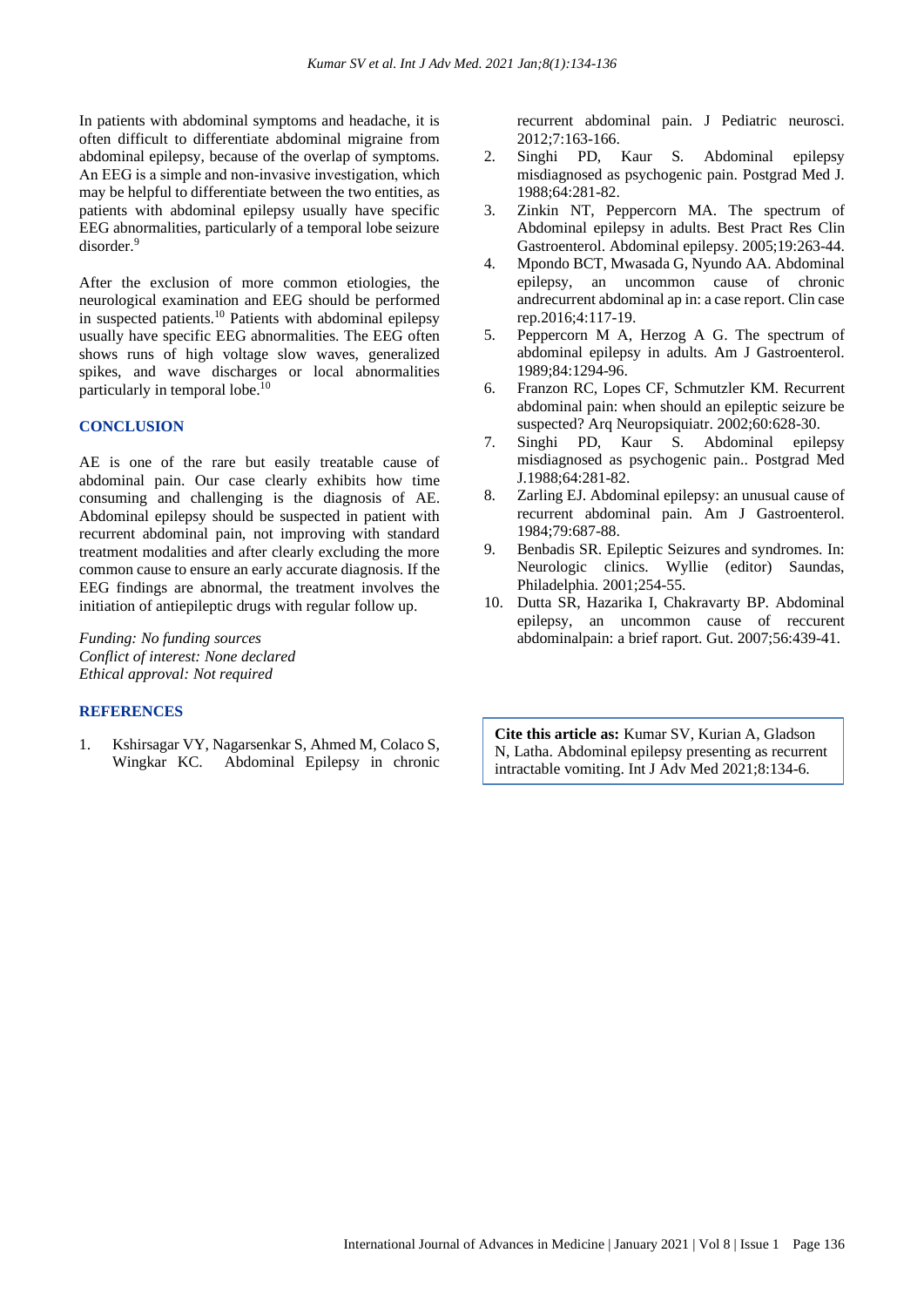In patients with abdominal symptoms and headache, it is often difficult to differentiate abdominal migraine from abdominal epilepsy, because of the overlap of symptoms. An EEG is a simple and non-invasive investigation, which may be helpful to differentiate between the two entities, as patients with abdominal epilepsy usually have specific EEG abnormalities, particularly of a temporal lobe seizure disorder.[9]

After the exclusion of more common etiologies, the neurological examination and EEG should be performed in suspected patients.[10] Patients with abdominal epilepsy usually have specific EEG abnormalities. The EEG often shows runs of high voltage slow waves, generalized spikes, and wave discharges or local abnormalities particularly in temporal lobe.[10]

## CONCLUSION

AE is one of the rare but easily treatable cause of abdominal pain. Our case clearly exhibits how time consuming and challenging is the diagnosis of AE. Abdominal epilepsy should be suspected in patient with recurrent abdominal pain, not improving with standard treatment modalities and after clearly excluding the more common cause to ensure an early accurate diagnosis. If the EEG findings are abnormal, the treatment involves the initiation of antiepileptic drugs with regular follow up.

*Funding: No funding sources*
*Conflict of interest: None declared*
*Ethical approval: Not required*

## REFERENCES

1. Kshirsagar VY, Nagarsenkar S, Ahmed M, Colaco S, Wingkar KC. Abdominal Epilepsy in chronic recurrent abdominal pain. J Pediatric neurosci. 2012;7:163-166.
2. Singhi PD, Kaur S. Abdominal epilepsy misdiagnosed as psychogenic pain. Postgrad Med J. 1988;64:281-82.
3. Zinkin NT, Peppercorn MA. The spectrum of Abdominal epilepsy in adults. Best Pract Res Clin Gastroenterol. Abdominal epilepsy. 2005;19:263-44.
4. Mpondo BCT, Mwasada G, Nyundo AA. Abdominal epilepsy, an uncommon cause of chronic andrecurrent abdominal ap in: a case report. Clin case rep.2016;4:117-19.
5. Peppercorn M A, Herzog A G. The spectrum of abdominal epilepsy in adults. Am J Gastroenterol. 1989;84:1294-96.
6. Franzon RC, Lopes CF, Schmutzler KM. Recurrent abdominal pain: when should an epileptic seizure be suspected? Arq Neuropsiquiatr. 2002;60:628-30.
7. Singhi PD, Kaur S. Abdominal epilepsy misdiagnosed as psychogenic pain.. Postgrad Med J.1988;64:281-82.
8. Zarling EJ. Abdominal epilepsy: an unusual cause of recurrent abdominal pain. Am J Gastroenterol. 1984;79:687-88.
9. Benbadis SR. Epileptic Seizures and syndromes. In: Neurologic clinics. Wyllie (editor) Saundas, Philadelphia. 2001;254-55.
10. Dutta SR, Hazarika I, Chakravarty BP. Abdominal epilepsy, an uncommon cause of reccurent abdominalpain: a brief raport. Gut. 2007;56:439-41.

**Cite this article as:** Kumar SV, Kurian A, Gladson N, Latha. Abdominal epilepsy presenting as recurrent intractable vomiting. Int J Adv Med 2021;8:134-6.